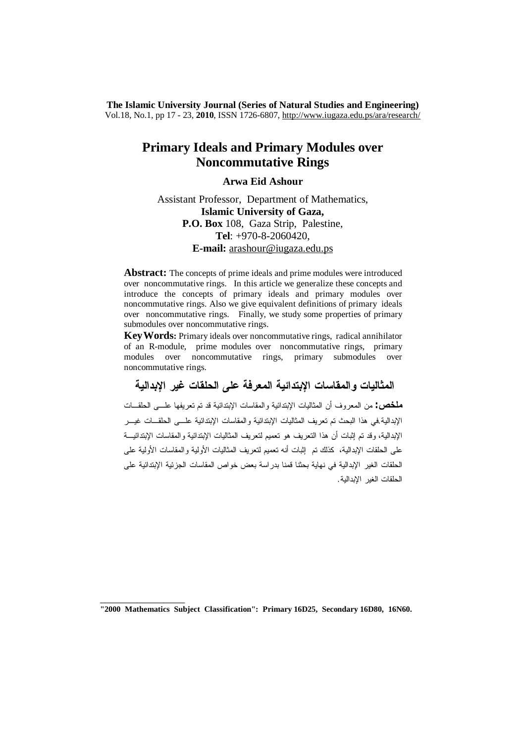**The Islamic University Journal (Series of Natural Studies and Engineering)**
Vol.18, No.1, pp 17 - 23, **2010**, ISSN 1726-6807, http://www.iugaza.edu.ps/ara/research/

# Primary Ideals and Primary Modules over Noncommutative Rings

**Arwa Eid Ashour**

Assistant Professor, Department of Mathematics,
**Islamic University of Gaza,**
**P.O. Box** 108, Gaza Strip, Palestine,
**Tel**: +970-8-2060420,
**E-mail:** arashour@iugaza.edu.ps

**Abstract:** The concepts of prime ideals and prime modules were introduced over noncommutative rings. In this article we generalize these concepts and introduce the concepts of primary ideals and primary modules over noncommutative rings. Also we give equivalent definitions of primary ideals over noncommutative rings. Finally, we study some properties of primary submodules over noncommutative rings.

**KeyWords:** Primary ideals over noncommutative rings, radical annihilator of an R-module, prime modules over noncommutative rings, primary modules over noncommutative rings, primary submodules over noncommutative rings.

## المثاليات والمقاسات الإبتدائية المعرفة على الحلقات غير الإبدالية

**ملخص:** من المعروف أن المثاليات الإبتدائية والمقاسات الإبتدائية قد تم تعريفها على الحلقات الإبدالية.في هذا البحث تم تعريف المثاليات الإبتدائية والمقاسات الإبتدائية على الحلقات غير الإبدالية، وقد تم إثبات أن هذا التعريف هو تعميم لتعريف المثاليات الإبتدائية والمقاسات الإبتدائية على الحلقات الإبدالية، كذلك تم إثبات أنه تعميم لتعريف المثاليات الأولية والمقاسات الأولية على الحلقات الغير الإبدالية في نهاية بحثنا قمنا بدراسة بعض خواص المقاسات الجزئية الإبتدائية على الحلقات الغير الإبدالية.

---

**"2000 Mathematics Subject Classification": Primary 16D25, Secondary 16D80, 16N60.**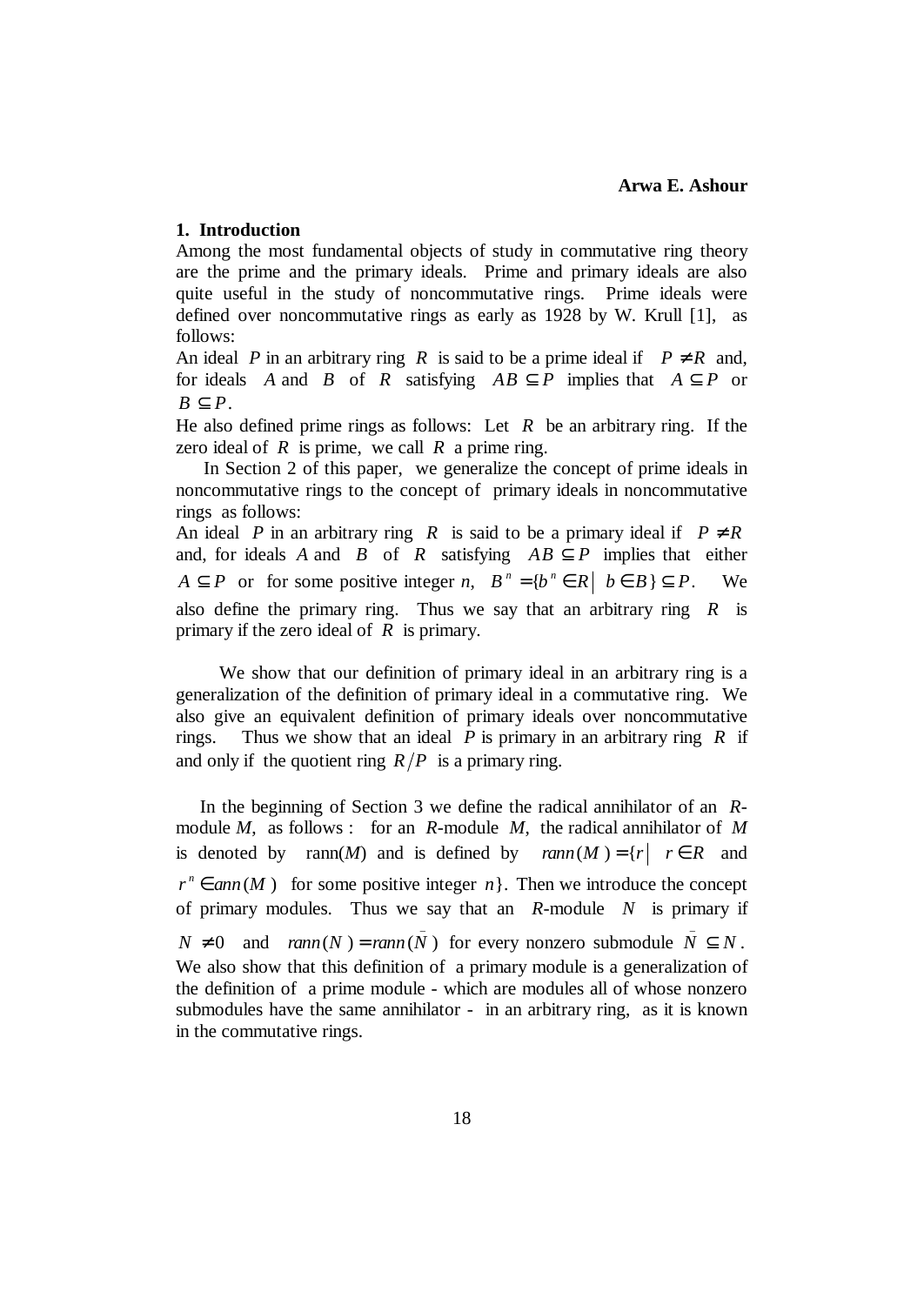## 1. Introduction

Among the most fundamental objects of study in commutative ring theory are the prime and the primary ideals. Prime and primary ideals are also quite useful in the study of noncommutative rings. Prime ideals were defined over noncommutative rings as early as 1928 by W. Krull [1], as follows:

An ideal $P$ in an arbitrary ring $R$ is said to be a prime ideal if $P \neq R$ and, for ideals $A$ and $B$ of $R$ satisfying $AB \subseteq P$ implies that $A \subseteq P$ or $B \subseteq P$.

He also defined prime rings as follows: Let $R$ be an arbitrary ring. If the zero ideal of $R$ is prime, we call $R$ a prime ring.

In Section 2 of this paper, we generalize the concept of prime ideals in noncommutative rings to the concept of primary ideals in noncommutative rings as follows:

An ideal $P$ in an arbitrary ring $R$ is said to be a primary ideal if $P \neq R$ and, for ideals $A$ and $B$ of $R$ satisfying $AB \subseteq P$ implies that either $A \subseteq P$ or for some positive integer *n*, $B^n = \{b^n \in R \mid b \in B\} \subseteq P$. We also define the primary ring. Thus we say that an arbitrary ring $R$ is primary if the zero ideal of $R$ is primary.

We show that our definition of primary ideal in an arbitrary ring is a generalization of the definition of primary ideal in a commutative ring. We also give an equivalent definition of primary ideals over noncommutative rings. Thus we show that an ideal $P$ is primary in an arbitrary ring $R$ if and only if the quotient ring $R/P$ is a primary ring.

In the beginning of Section 3 we define the radical annihilator of an $R$-module $M$, as follows : for an $R$-module $M$, the radical annihilator of $M$ is denoted by rann($M$) and is defined by $rann(M) = \{r \mid r \in R$ and $r^n \in ann(M)$ for some positive integer $n\}$. Then we introduce the concept of primary modules. Thus we say that an $R$-module $N$ is primary if $N \neq 0$ and $rann(N) = rann(\bar{N})$ for every nonzero submodule $\bar{N} \subseteq N$. We also show that this definition of a primary module is a generalization of the definition of a prime module - which are modules all of whose nonzero submodules have the same annihilator - in an arbitrary ring, as it is known in the commutative rings.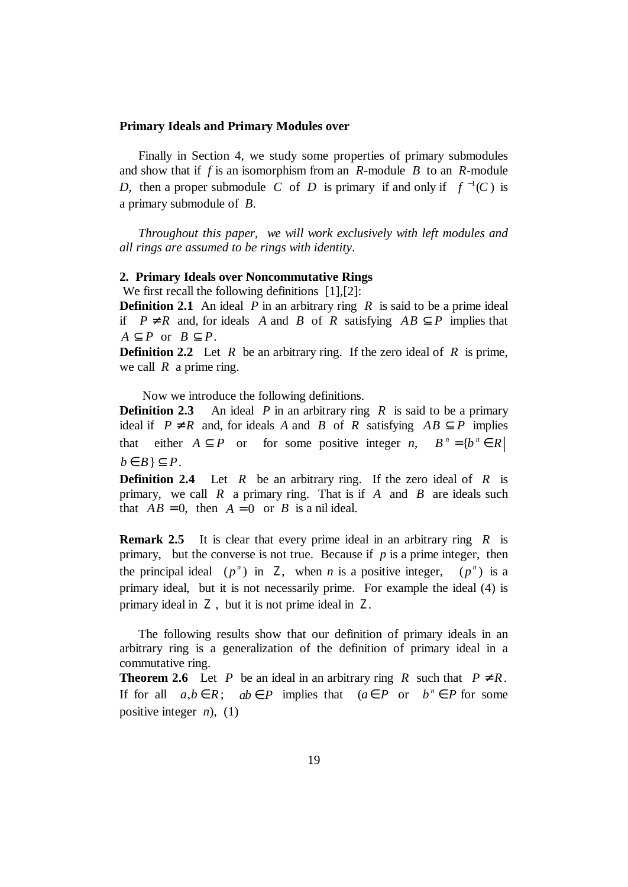Finally in Section 4, we study some properties of primary submodules and show that if $f$ is an isomorphism from an $R$-module $B$ to an $R$-module $D$, then a proper submodule $C$ of $D$ is primary if and only if $f^{-1}(C)$ is a primary submodule of $B$.

*Throughout this paper, we will work exclusively with left modules and all rings are assumed to be rings with identity*.

## 2. Primary Ideals over Noncommutative Rings

We first recall the following definitions [1],[2]:

**Definition 2.1** An ideal $P$ in an arbitrary ring $R$ is said to be a prime ideal if $P \neq R$ and, for ideals $A$ and $B$ of $R$ satisfying $AB \subseteq P$ implies that $A \subseteq P$ or $B \subseteq P$.

**Definition 2.2** Let $R$ be an arbitrary ring. If the zero ideal of $R$ is prime, we call $R$ a prime ring.

Now we introduce the following definitions.

**Definition 2.3** An ideal $P$ in an arbitrary ring $R$ is said to be a primary ideal if $P \neq R$ and, for ideals $A$ and $B$ of $R$ satisfying $AB \subseteq P$ implies that either $A \subseteq P$ or for some positive integer $n$, $B^n = \{b^n \in R \mid b \in B\} \subseteq P$.

**Definition 2.4** Let $R$ be an arbitrary ring. If the zero ideal of $R$ is primary, we call $R$ a primary ring. That is if $A$ and $B$ are ideals such that $AB = 0$, then $A = 0$ or $B$ is a nil ideal.

**Remark 2.5** It is clear that every prime ideal in an arbitrary ring $R$ is primary, but the converse is not true. Because if $p$ is a prime integer, then the principal ideal $(p^n)$ in $\mathbb{Z}$, when $n$ is a positive integer, $(p^n)$ is a primary ideal, but it is not necessarily prime. For example the ideal (4) is primary ideal in $\mathbb{Z}$, but it is not prime ideal in $\mathbb{Z}$.

The following results show that our definition of primary ideals in an arbitrary ring is a generalization of the definition of primary ideal in a commutative ring.

**Theorem 2.6** Let $P$ be an ideal in an arbitrary ring $R$ such that $P \neq R$. If for all $a, b \in R$; $ab \in P$ implies that ($a \in P$ or $b^n \in P$ for some positive integer $n$), (1)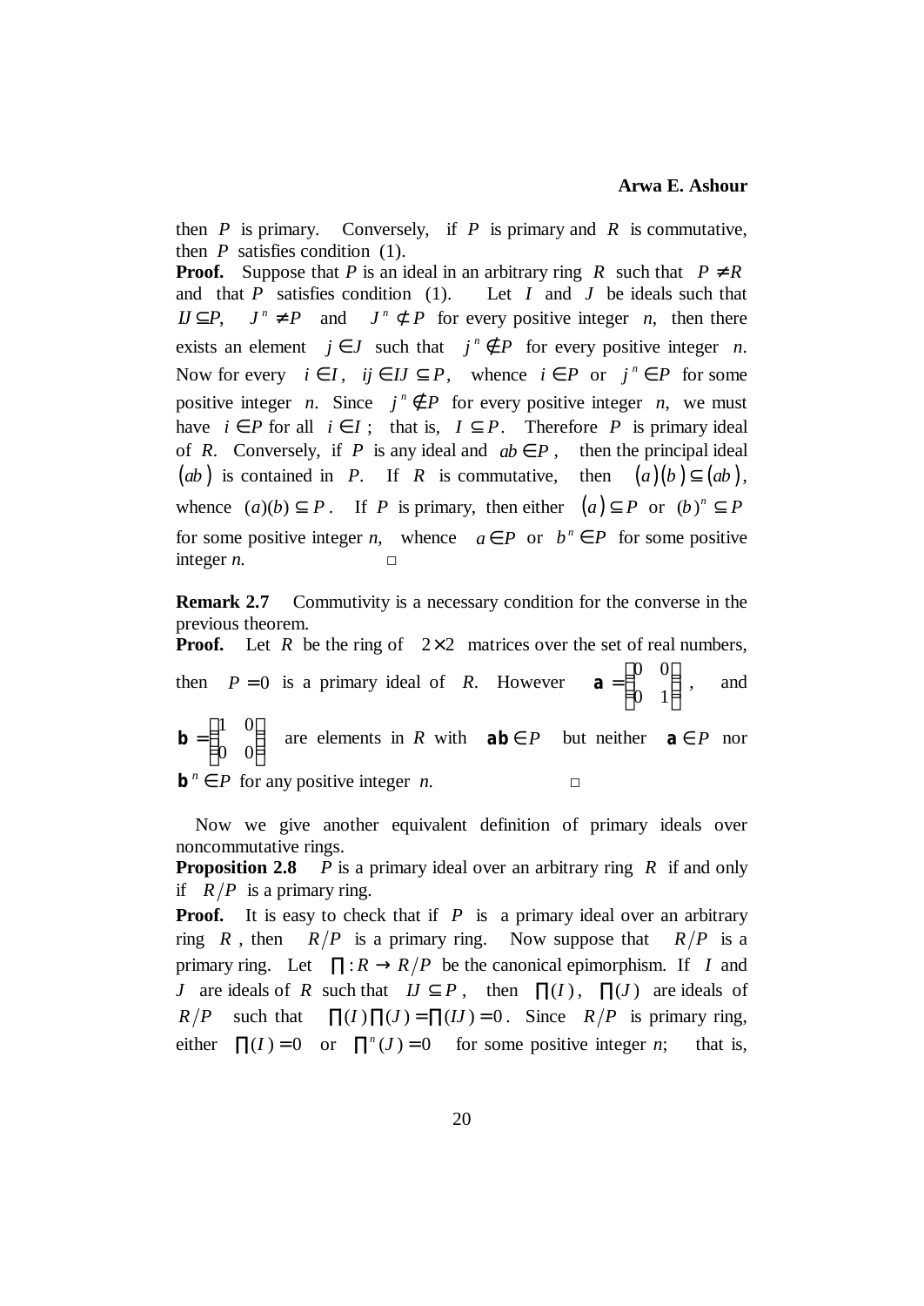then $P$ is primary. Conversely, if $P$ is primary and $R$ is commutative, then $P$ satisfies condition (1).

**Proof.** Suppose that $P$ is an ideal in an arbitrary ring $R$ such that $P \neq R$ and that $P$ satisfies condition (1). Let $I$ and $J$ be ideals such that $IJ \subseteq P$, $J^n \neq P$ and $J^n \not\subseteq P$ for every positive integer $n$, then there exists an element $j \in J$ such that $j^n \notin P$ for every positive integer $n$. Now for every $i \in I$, $ij \in IJ \subseteq P$, whence $i \in P$ or $j^n \in P$ for some positive integer $n$. Since $j^n \notin P$ for every positive integer $n$, we must have $i \in P$ for all $i \in I$; that is, $I \subseteq P$. Therefore $P$ is primary ideal of $R$. Conversely, if $P$ is any ideal and $ab \in P$, then the principal ideal $(ab)$ is contained in $P$. If $R$ is commutative, then $(a)(b) \subseteq (ab)$, whence $(a)(b) \subseteq P$. If $P$ is primary, then either $(a) \subseteq P$ or $(b)^n \subseteq P$ for some positive integer $n$, whence $a \in P$ or $b^n \in P$ for some positive integer $n$. □

**Remark 2.7** Commutivity is a necessary condition for the converse in the previous theorem.

**Proof.** Let $R$ be the ring of $2 \times 2$ matrices over the set of real numbers, then $P = 0$ is a primary ideal of $R$. However $\mathbf{a} = \begin{pmatrix} 0 & 0 \\ 0 & 1 \end{pmatrix}$, and $\mathbf{b} = \begin{pmatrix} 1 & 0 \\ 0 & 0 \end{pmatrix}$ are elements in $R$ with $\mathbf{ab} \in P$ but neither $\mathbf{a} \in P$ nor $\mathbf{b}^n \in P$ for any positive integer $n$. □

Now we give another equivalent definition of primary ideals over noncommutative rings.

**Proposition 2.8** $P$ is a primary ideal over an arbitrary ring $R$ if and only if $R/P$ is a primary ring.

**Proof.** It is easy to check that if $P$ is a primary ideal over an arbitrary ring $R$, then $R/P$ is a primary ring. Now suppose that $R/P$ is a primary ring. Let $\prod : R \to R/P$ be the canonical epimorphism. If $I$ and $J$ are ideals of $R$ such that $IJ \subseteq P$, then $\prod(I)$, $\prod(J)$ are ideals of $R/P$ such that $\prod(I)\prod(J) = \prod(IJ) = 0$. Since $R/P$ is primary ring, either $\prod(I) = 0$ or $\prod^n(J) = 0$ for some positive integer $n$; that is,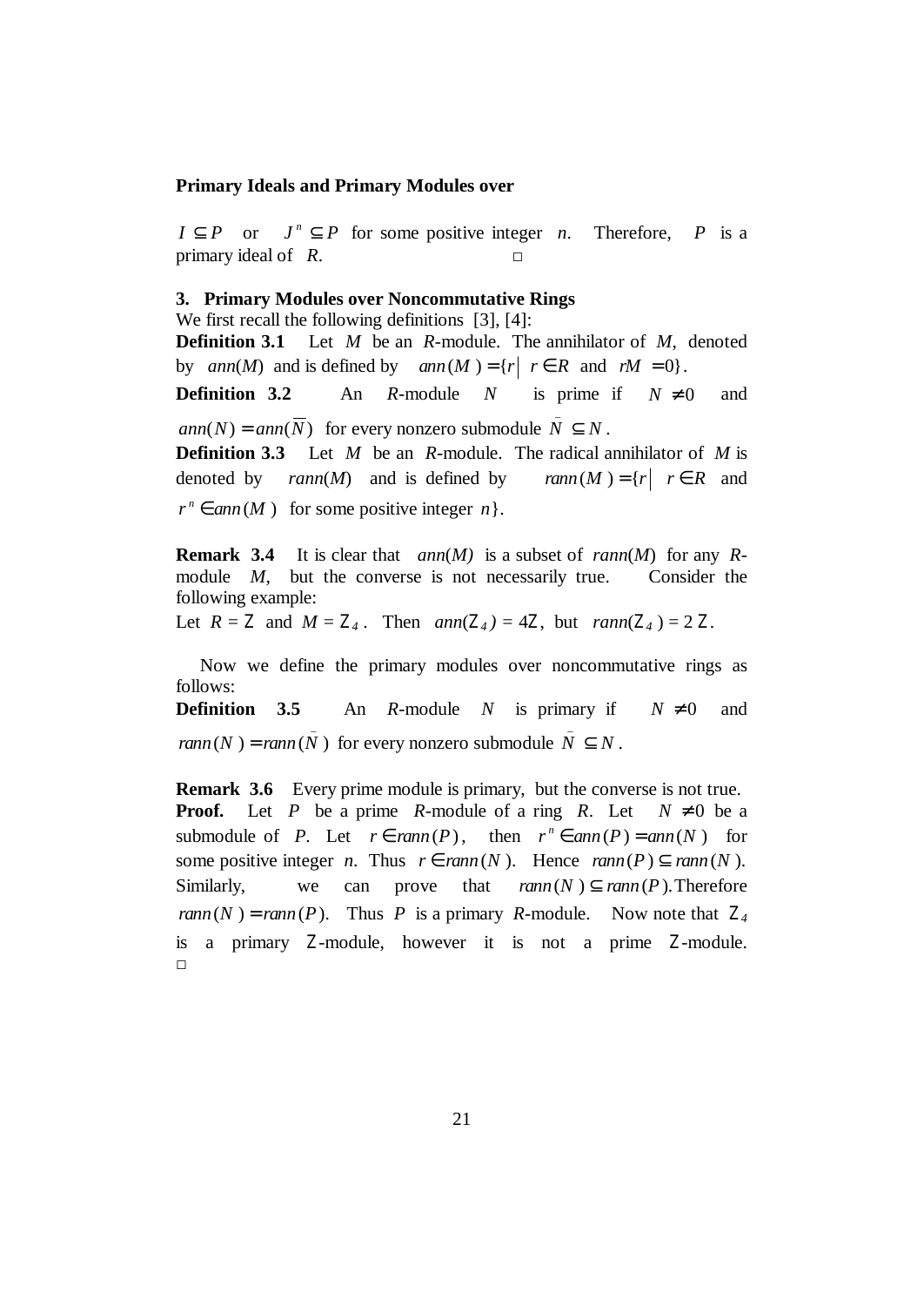$I \subseteq P$ or $J^n \subseteq P$ for some positive integer $n$. Therefore, $P$ is a primary ideal of $R$. □

## 3. Primary Modules over Noncommutative Rings

We first recall the following definitions [3], [4]:

**Definition 3.1** Let $M$ be an $R$-module. The annihilator of $M$, denoted by $ann(M)$ and is defined by $ann(M) = \{r \mid r \in R \text{ and } rM = 0\}$.

**Definition 3.2** An $R$-module $N$ is prime if $N \neq 0$ and $ann(N) = ann(\bar{N})$ for every nonzero submodule $\bar{N} \subseteq N$.

**Definition 3.3** Let $M$ be an $R$-module. The radical annihilator of $M$ is denoted by $rann(M)$ and is defined by $rann(M) = \{r \mid r \in R$ and $r^n \in ann(M)$ for some positive integer $n\}$.

**Remark 3.4** It is clear that $ann(M)$ is a subset of $rann(M)$ for any $R$-module $M$, but the converse is not necessarily true. Consider the following example:

Let $R = \mathbb{Z}$ and $M = \mathbb{Z}_4$. Then $ann(\mathbb{Z}_4) = 4\mathbb{Z}$, but $rann(\mathbb{Z}_4) = 2\mathbb{Z}$.

Now we define the primary modules over noncommutative rings as follows:

**Definition 3.5** An $R$-module $N$ is primary if $N \neq 0$ and $rann(N) = rann(\bar{N})$ for every nonzero submodule $\bar{N} \subseteq N$.

**Remark 3.6** Every prime module is primary, but the converse is not true.

**Proof.** Let $P$ be a prime $R$-module of a ring $R$. Let $N \neq 0$ be a submodule of $P$. Let $r \in rann(P)$, then $r^n \in ann(P) = ann(N)$ for some positive integer $n$. Thus $r \in rann(N)$. Hence $rann(P) \subseteq rann(N)$. Similarly, we can prove that $rann(N) \subseteq rann(P)$. Therefore $rann(N) = rann(P)$. Thus $P$ is a primary $R$-module. Now note that $\mathbb{Z}_4$ is a primary $\mathbb{Z}$-module, however it is not a prime $\mathbb{Z}$-module. □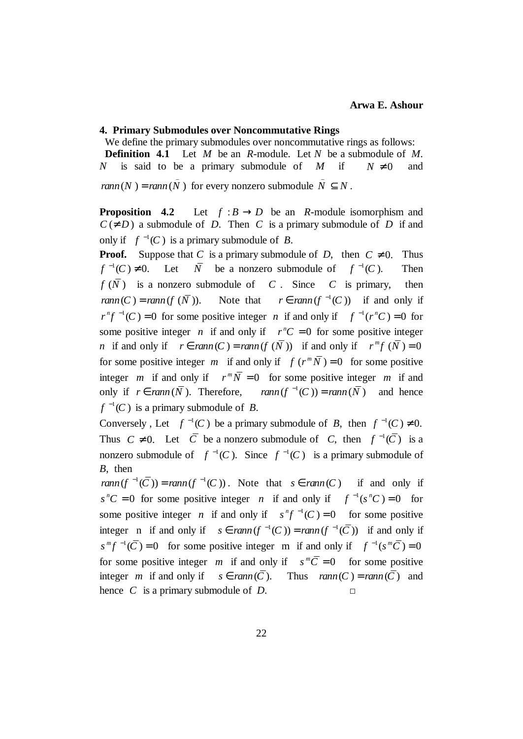## 4. Primary Submodules over Noncommutative Rings

We define the primary submodules over noncommutative rings as follows:

**Definition 4.1** Let $M$ be an $R$-module. Let $N$ be a submodule of $M$. $N$ is said to be a primary submodule of $M$ if $N \neq 0$ and $rann(N) = rann(\bar{N})$ for every nonzero submodule $\bar{N} \subseteq N$.

**Proposition 4.2** Let $f : B \to D$ be an $R$-module isomorphism and $C\,(\neq D)$ a submodule of $D$. Then $C$ is a primary submodule of $D$ if and only if $f^{-1}(C)$ is a primary submodule of $B$.

**Proof.** Suppose that $C$ is a primary submodule of $D$, then $C \neq 0$. Thus $f^{-1}(C) \neq 0$. Let $\bar{N}$ be a nonzero submodule of $f^{-1}(C)$. Then $f(\bar{N})$ is a nonzero submodule of $C$. Since $C$ is primary, then $rann(C) = rann(f(\bar{N}))$. Note that $r \in rann(f^{-1}(C))$ if and only if $r^n f^{-1}(C) = 0$ for some positive integer $n$ if and only if $f^{-1}(r^n C) = 0$ for some positive integer $n$ if and only if $r^n C = 0$ for some positive integer $n$ if and only if $r \in rann(C) = rann(f(\bar{N}))$ if and only if $r^m f(\bar{N}) = 0$ for some positive integer $m$ if and only if $f(r^m \bar{N}) = 0$ for some positive integer $m$ if and only if $r^m \bar{N} = 0$ for some positive integer $m$ if and only if $r \in rann(\bar{N})$. Therefore, $rann(f^{-1}(C)) = rann(\bar{N})$ and hence $f^{-1}(C)$ is a primary submodule of $B$.

Conversely , Let $f^{-1}(C)$ be a primary submodule of $B$, then $f^{-1}(C) \neq 0$. Thus $C \neq 0$. Let $\bar{C}$ be a nonzero submodule of $C$, then $f^{-1}(\bar{C})$ is a nonzero submodule of $f^{-1}(C)$. Since $f^{-1}(C)$ is a primary submodule of $B$, then $rann(f^{-1}(\bar{C})) = rann(f^{-1}(C))$. Note that $s \in rann(C)$ if and only if $s^n C = 0$ for some positive integer $n$ if and only if $f^{-1}(s^n C) = 0$ for some positive integer $n$ if and only if $s^n f^{-1}(C) = 0$ for some positive integer n if and only if $s \in rann(f^{-1}(C)) = rann(f^{-1}(\bar{C}))$ if and only if $s^m f^{-1}(\bar{C}) = 0$ for some positive integer m if and only if $f^{-1}(s^m \bar{C}) = 0$ for some positive integer $m$ if and only if $s^m \bar{C} = 0$ for some positive integer $m$ if and only if $s \in rann(\bar{C})$. Thus $rann(C) = rann(\bar{C})$ and hence $C$ is a primary submodule of $D$. □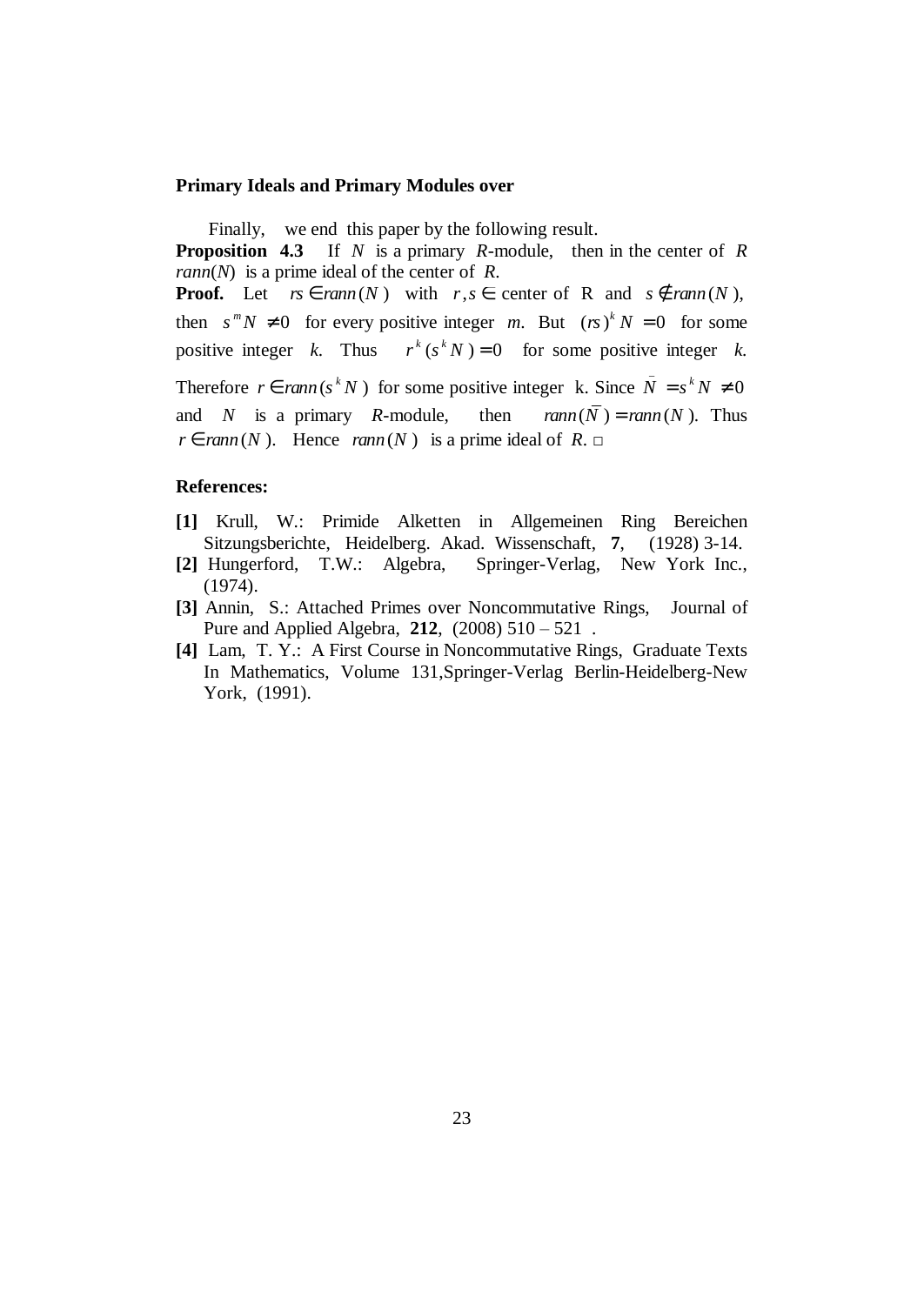Finally, we end this paper by the following result.

**Proposition 4.3** If $N$ is a primary $R$-module, then in the center of $R$ $rann(N)$ is a prime ideal of the center of $R$.

**Proof.** Let $rs \in rann(N)$ with $r, s \in$ center of R and $s \notin rann(N)$, then $s^m N \neq 0$ for every positive integer $m$. But $(rs)^k N = 0$ for some positive integer $k$. Thus $r^k(s^k N) = 0$ for some positive integer $k$. Therefore $r \in rann(s^k N)$ for some positive integer k. Since $\bar{N} = s^k N \neq 0$ and $N$ is a primary $R$-module, then $rann(\bar{N}) = rann(N)$. Thus $r \in rann(N)$. Hence $rann(N)$ is a prime ideal of $R$. □

**References:**

**[1]** Krull, W.: Primide Alketten in Allgemeinen Ring Bereichen Sitzungsberichte, Heidelberg. Akad. Wissenschaft, **7**, (1928) 3-14.

**[2]** Hungerford, T.W.: Algebra, Springer-Verlag, New York Inc., (1974).

**[3]** Annin, S.: Attached Primes over Noncommutative Rings, Journal of Pure and Applied Algebra, **212**, (2008) 510 – 521 .

**[4]** Lam, T. Y.: A First Course in Noncommutative Rings, Graduate Texts In Mathematics, Volume 131,Springer-Verlag Berlin-Heidelberg-New York, (1991).